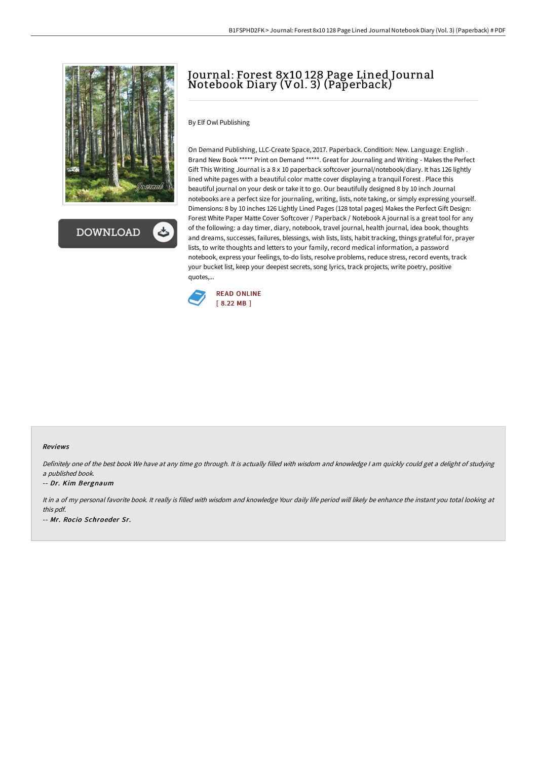# Journal: Forest 8x10 128 Page Lined Journal Notebook Diary (Vol. 3) (Paperback)

By Elf Owl Publishing

On Demand Publishing, LLC-Create Space, 2017. Paperback. Condition: New. Language: English . Brand New Book ***** Print on Demand *****. Great for Journaling and Writing - Makes the Perfect Gift This Writing Journal is a 8 x 10 paperback softcover journal/notebook/diary. It has 126 lightly lined white pages with a beautiful color matte cover displaying a tranquil Forest . Place this beautiful journal on your desk or take it to go. Our beautifully designed 8 by 10 inch Journal notebooks are a perfect size for journaling, writing, lists, note taking, or simply expressing yourself. Dimensions: 8 by 10 inches 126 Lightly Lined Pages (128 total pages) Makes the Perfect Gift Design: Forest White Paper Matte Cover Softcover / Paperback / Notebook A journal is a great tool for any of the following: a day timer, diary, notebook, travel journal, health journal, idea book, thoughts and dreams, successes, failures, blessings, wish lists, lists, habit tracking, things grateful for, prayer lists, to write thoughts and letters to your family, record medical information, a password notebook, express your feelings, to-do lists, resolve problems, reduce stress, record events, track your bucket list, keep your deepest secrets, song lyrics, track projects, write poetry, positive quotes,...

READ ONLINE
[ 8.22 MB ]

### Reviews

*Definitely one of the best book We have at any time go through. It is actually filled with wisdom and knowledge I am quickly could get a delight of studying a published book.*

-- *Dr. Kim Bergnaum*

*It in a of my personal favorite book. It really is filled with wisdom and knowledge Your daily life period will likely be enhance the instant you total looking at this pdf.*

-- *Mr. Rocio Schroeder Sr.*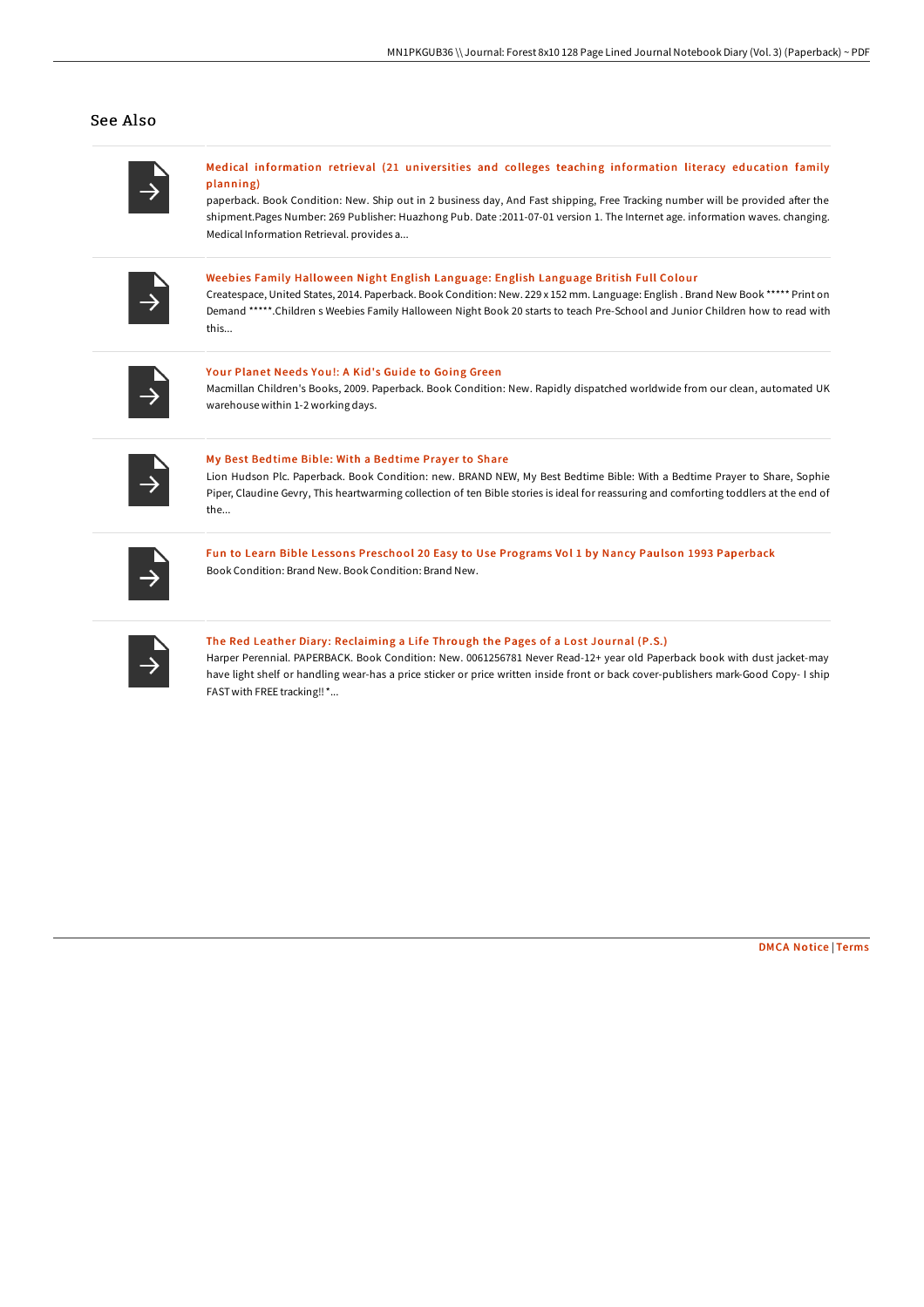## See Also

### Medical information retrieval (21 universities and colleges teaching information literacy education family planning)

paperback. Book Condition: New. Ship out in 2 business day, And Fast shipping, Free Tracking number will be provided after the shipment.Pages Number: 269 Publisher: Huazhong Pub. Date :2011-07-01 version 1. The Internet age. information waves. changing. Medical Information Retrieval. provides a...

### Weebies Family Halloween Night English Language: English Language British Full Colour

Createspace, United States, 2014. Paperback. Book Condition: New. 229 x 152 mm. Language: English . Brand New Book ***** Print on Demand *****.Children s Weebies Family Halloween Night Book 20 starts to teach Pre-School and Junior Children how to read with this...

### Your Planet Needs You!: A Kid's Guide to Going Green

Macmillan Children's Books, 2009. Paperback. Book Condition: New. Rapidly dispatched worldwide from our clean, automated UK warehouse within 1-2 working days.

### My Best Bedtime Bible: With a Bedtime Prayer to Share

Lion Hudson Plc. Paperback. Book Condition: new. BRAND NEW, My Best Bedtime Bible: With a Bedtime Prayer to Share, Sophie Piper, Claudine Gevry, This heartwarming collection of ten Bible stories is ideal for reassuring and comforting toddlers at the end of the...

### Fun to Learn Bible Lessons Preschool 20 Easy to Use Programs Vol 1 by Nancy Paulson 1993 Paperback

Book Condition: Brand New. Book Condition: Brand New.

### The Red Leather Diary: Reclaiming a Life Through the Pages of a Lost Journal (P.S.)

Harper Perennial. PAPERBACK. Book Condition: New. 0061256781 Never Read-12+ year old Paperback book with dust jacket-may have light shelf or handling wear-has a price sticker or price written inside front or back cover-publishers mark-Good Copy- I ship FAST with FREE tracking!! *...